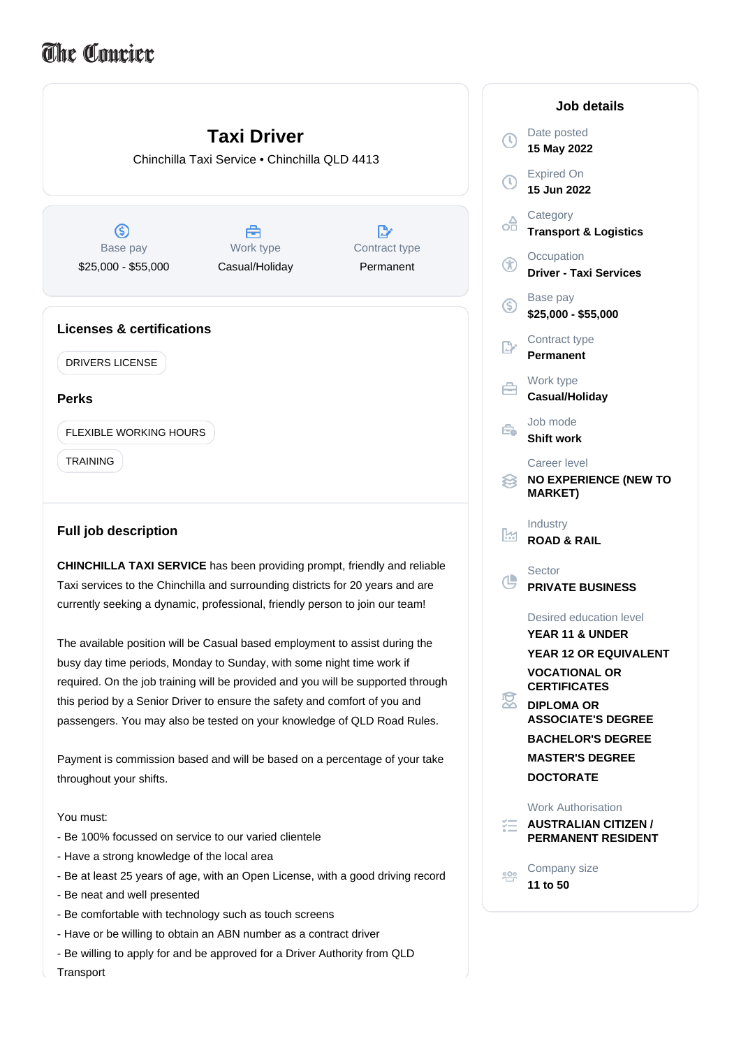The Courier

# Taxi Driver

Chinchilla Taxi Service • Chinchilla QLD 4413

| Base pay | Work type | Contract type |
| --- | --- | --- |
| $25,000 - $55,000 | Casual/Holiday | Permanent |

## Licenses & certifications

DRIVERS LICENSE

## Perks

FLEXIBLE WORKING HOURS

TRAINING

## Full job description

**CHINCHILLA TAXI SERVICE** has been providing prompt, friendly and reliable Taxi services to the Chinchilla and surrounding districts for 20 years and are currently seeking a dynamic, professional, friendly person to join our team!

The available position will be Casual based employment to assist during the busy day time periods, Monday to Sunday, with some night time work if required. On the job training will be provided and you will be supported through this period by a Senior Driver to ensure the safety and comfort of you and passengers. You may also be tested on your knowledge of QLD Road Rules.

Payment is commission based and will be based on a percentage of your take throughout your shifts.

You must:

- Be 100% focussed on service to our varied clientele
- Have a strong knowledge of the local area
- Be at least 25 years of age, with an Open License, with a good driving record
- Be neat and well presented
- Be comfortable with technology such as touch screens
- Have or be willing to obtain an ABN number as a contract driver
- Be willing to apply for and be approved for a Driver Authority from QLD Transport

## Job details

Date posted
**15 May 2022**

Expired On
**15 Jun 2022**

Category
**Transport & Logistics**

Occupation
**Driver - Taxi Services**

Base pay
**$25,000 - $55,000**

Contract type
**Permanent**

Work type
**Casual/Holiday**

Job mode
**Shift work**

Career level
**NO EXPERIENCE (NEW TO MARKET)**

Industry
**ROAD & RAIL**

Sector
**PRIVATE BUSINESS**

Desired education level
**YEAR 11 & UNDER**
**YEAR 12 OR EQUIVALENT**
**VOCATIONAL OR CERTIFICATES**
**DIPLOMA OR ASSOCIATE'S DEGREE**
**BACHELOR'S DEGREE**
**MASTER'S DEGREE**
**DOCTORATE**

Work Authorisation
**AUSTRALIAN CITIZEN / PERMANENT RESIDENT**

Company size
**11 to 50**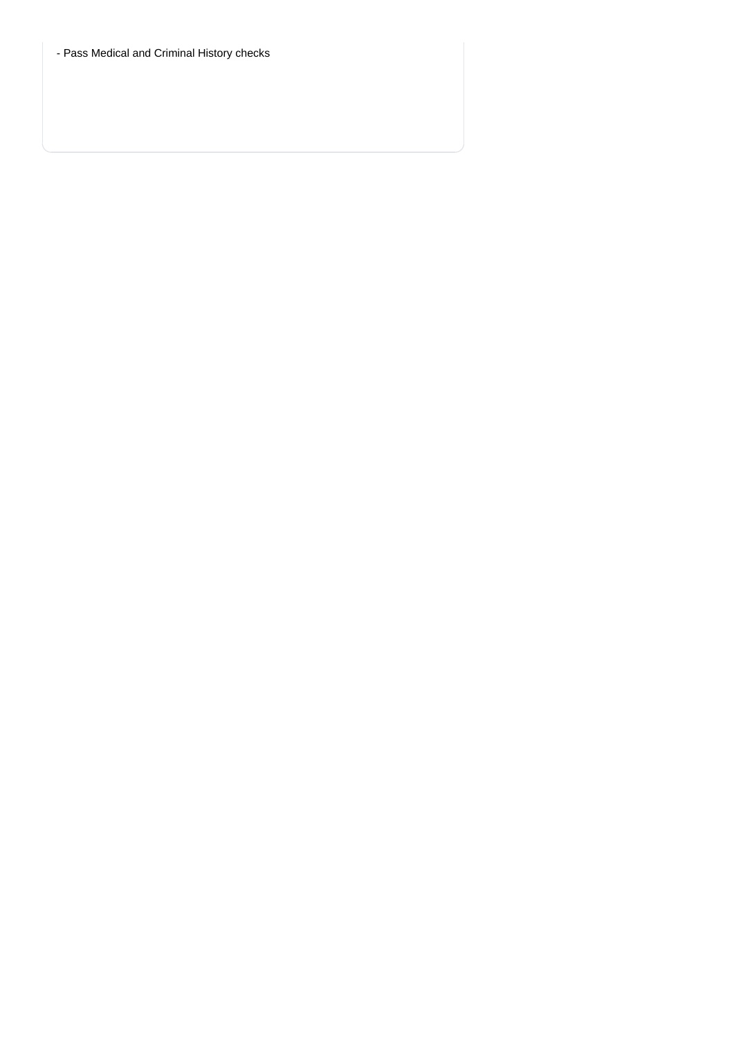- Pass Medical and Criminal History checks